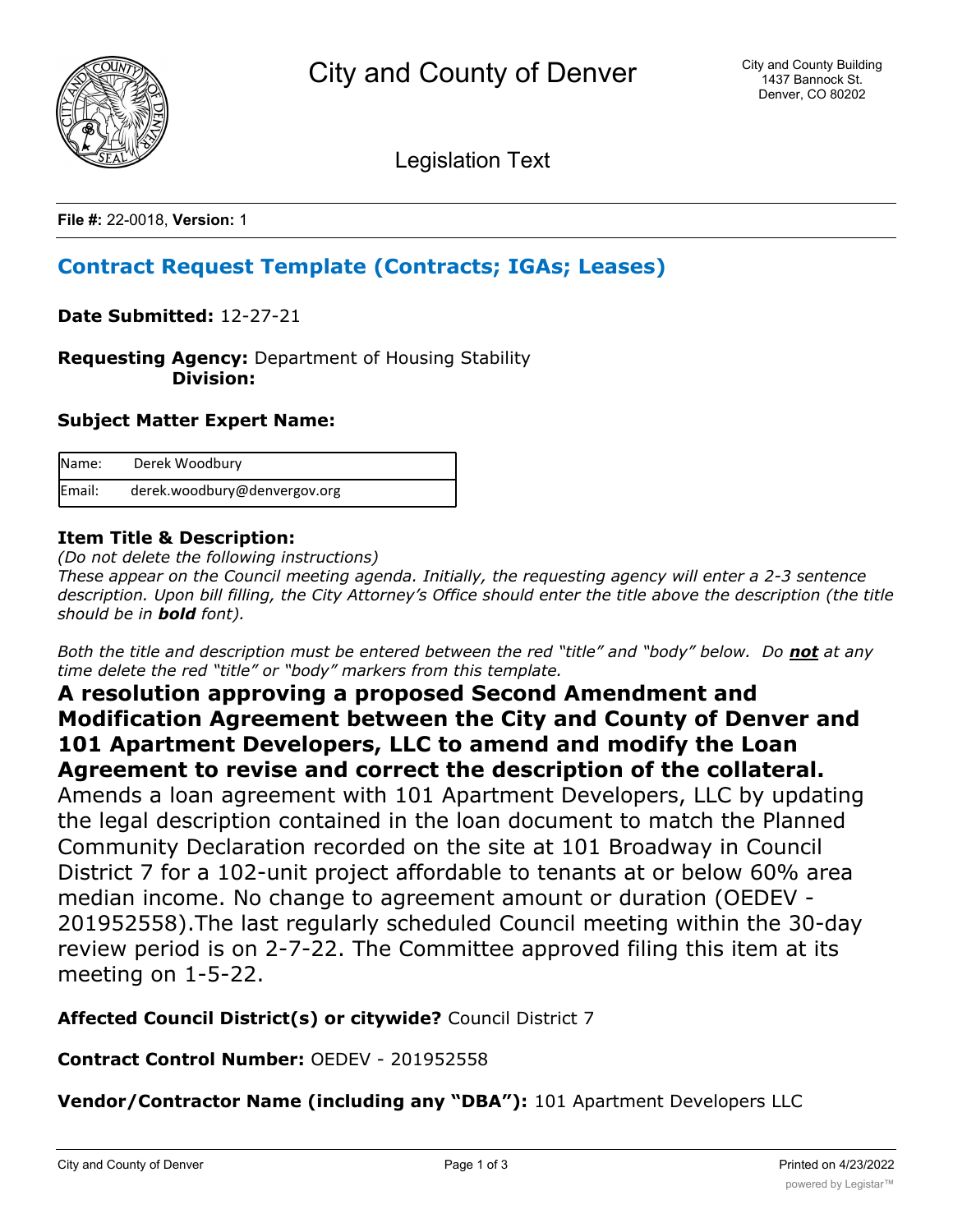City and County of Denver

City and County Building
1437 Bannock St.
Denver, CO 80202

Legislation Text

**File #:** 22-0018, **Version:** 1

## Contract Request Template (Contracts; IGAs; Leases)

**Date Submitted:** 12-27-21

**Requesting Agency:** Department of Housing Stability
**Division:**

**Subject Matter Expert Name:**

| Name: | Derek Woodbury |
|---|---|
| Email: | derek.woodbury@denvergov.org |

**Item Title & Description:**

*(Do not delete the following instructions)*
*These appear on the Council meeting agenda. Initially, the requesting agency will enter a 2-3 sentence description. Upon bill filling, the City Attorney's Office should enter the title above the description (the title should be in **bold** font).*

*Both the title and description must be entered between the red "title" and "body" below. Do **not** at any time delete the red "title" or "body" markers from this template.*

**A resolution approving a proposed Second Amendment and Modification Agreement between the City and County of Denver and 101 Apartment Developers, LLC to amend and modify the Loan Agreement to revise and correct the description of the collateral.**

Amends a loan agreement with 101 Apartment Developers, LLC by updating the legal description contained in the loan document to match the Planned Community Declaration recorded on the site at 101 Broadway in Council District 7 for a 102-unit project affordable to tenants at or below 60% area median income. No change to agreement amount or duration (OEDEV - 201952558).The last regularly scheduled Council meeting within the 30-day review period is on 2-7-22. The Committee approved filing this item at its meeting on 1-5-22.

**Affected Council District(s) or citywide?** Council District 7

**Contract Control Number:** OEDEV - 201952558

**Vendor/Contractor Name (including any "DBA"):** 101 Apartment Developers LLC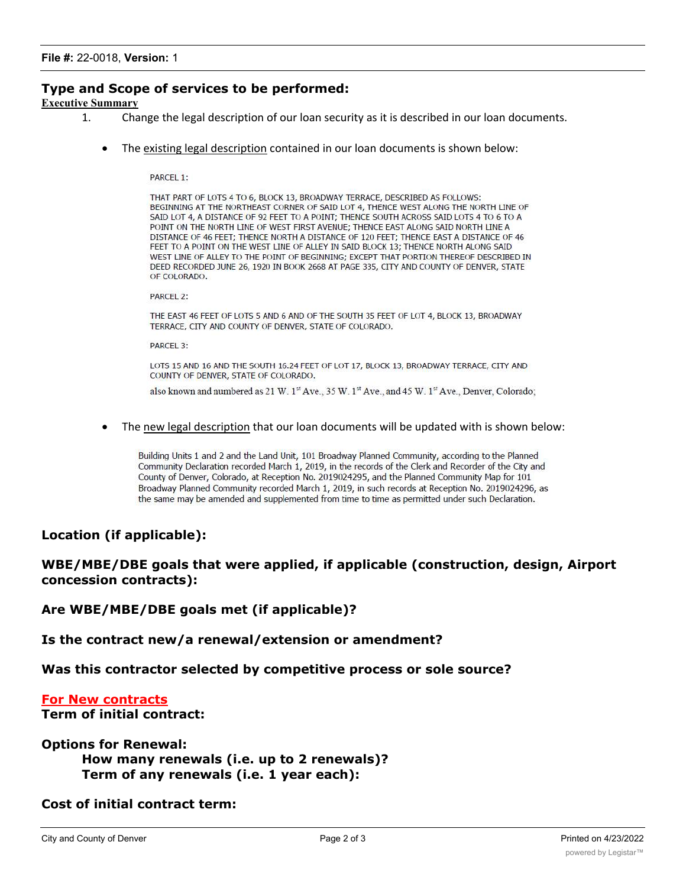**File #:** 22-0018, **Version:** 1

## Type and Scope of services to be performed:

**Executive Summary**

1. Change the legal description of our loan security as it is described in our loan documents.

   - The existing legal description contained in our loan documents is shown below:

     PARCEL 1:

     THAT PART OF LOTS 4 TO 6, BLOCK 13, BROADWAY TERRACE, DESCRIBED AS FOLLOWS: BEGINNING AT THE NORTHEAST CORNER OF SAID LOT 4, THENCE WEST ALONG THE NORTH LINE OF SAID LOT 4, A DISTANCE OF 92 FEET TO A POINT; THENCE SOUTH ACROSS SAID LOTS 4 TO 6 TO A POINT ON THE NORTH LINE OF WEST FIRST AVENUE; THENCE EAST ALONG SAID NORTH LINE A DISTANCE OF 46 FEET; THENCE NORTH A DISTANCE OF 120 FEET; THENCE EAST A DISTANCE OF 46 FEET TO A POINT ON THE WEST LINE OF ALLEY IN SAID BLOCK 13; THENCE NORTH ALONG SAID WEST LINE OF ALLEY TO THE POINT OF BEGINNING; EXCEPT THAT PORTION THEREOF DESCRIBED IN DEED RECORDED JUNE 26, 1920 IN BOOK 2668 AT PAGE 335, CITY AND COUNTY OF DENVER, STATE OF COLORADO.

     PARCEL 2:

     THE EAST 46 FEET OF LOTS 5 AND 6 AND OF THE SOUTH 35 FEET OF LOT 4, BLOCK 13, BROADWAY TERRACE, CITY AND COUNTY OF DENVER, STATE OF COLORADO.

     PARCEL 3:

     LOTS 15 AND 16 AND THE SOUTH 16.24 FEET OF LOT 17, BLOCK 13, BROADWAY TERRACE, CITY AND COUNTY OF DENVER, STATE OF COLORADO.

     also known and numbered as 21 W. 1st Ave., 35 W. 1st Ave., and 45 W. 1st Ave., Denver, Colorado;

   - The new legal description that our loan documents will be updated with is shown below:

     Building Units 1 and 2 and the Land Unit, 101 Broadway Planned Community, according to the Planned Community Declaration recorded March 1, 2019, in the records of the Clerk and Recorder of the City and County of Denver, Colorado, at Reception No. 2019024295, and the Planned Community Map for 101 Broadway Planned Community recorded March 1, 2019, in such records at Reception No. 2019024296, as the same may be amended and supplemented from time to time as permitted under such Declaration.

## Location (if applicable):

## WBE/MBE/DBE goals that were applied, if applicable (construction, design, Airport concession contracts):

## Are WBE/MBE/DBE goals met (if applicable)?

## Is the contract new/a renewal/extension or amendment?

## Was this contractor selected by competitive process or sole source?

## For New contracts

**Term of initial contract:**

**Options for Renewal:**

**How many renewals (i.e. up to 2 renewals)?**

**Term of any renewals (i.e. 1 year each):**

**Cost of initial contract term:**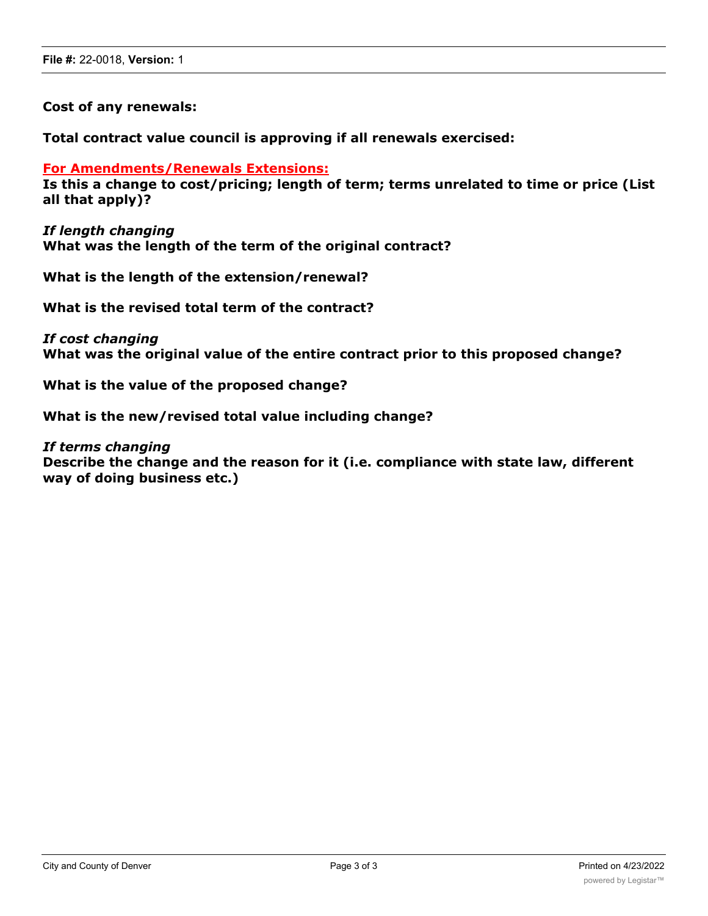**Cost of any renewals:**

**Total contract value council is approving if all renewals exercised:**

**For Amendments/Renewals Extensions:**

**Is this a change to cost/pricing; length of term; terms unrelated to time or price (List all that apply)?**

***If length changing***

**What was the length of the term of the original contract?**

**What is the length of the extension/renewal?**

**What is the revised total term of the contract?**

***If cost changing***

**What was the original value of the entire contract prior to this proposed change?**

**What is the value of the proposed change?**

**What is the new/revised total value including change?**

***If terms changing***

**Describe the change and the reason for it (i.e. compliance with state law, different way of doing business etc.)**